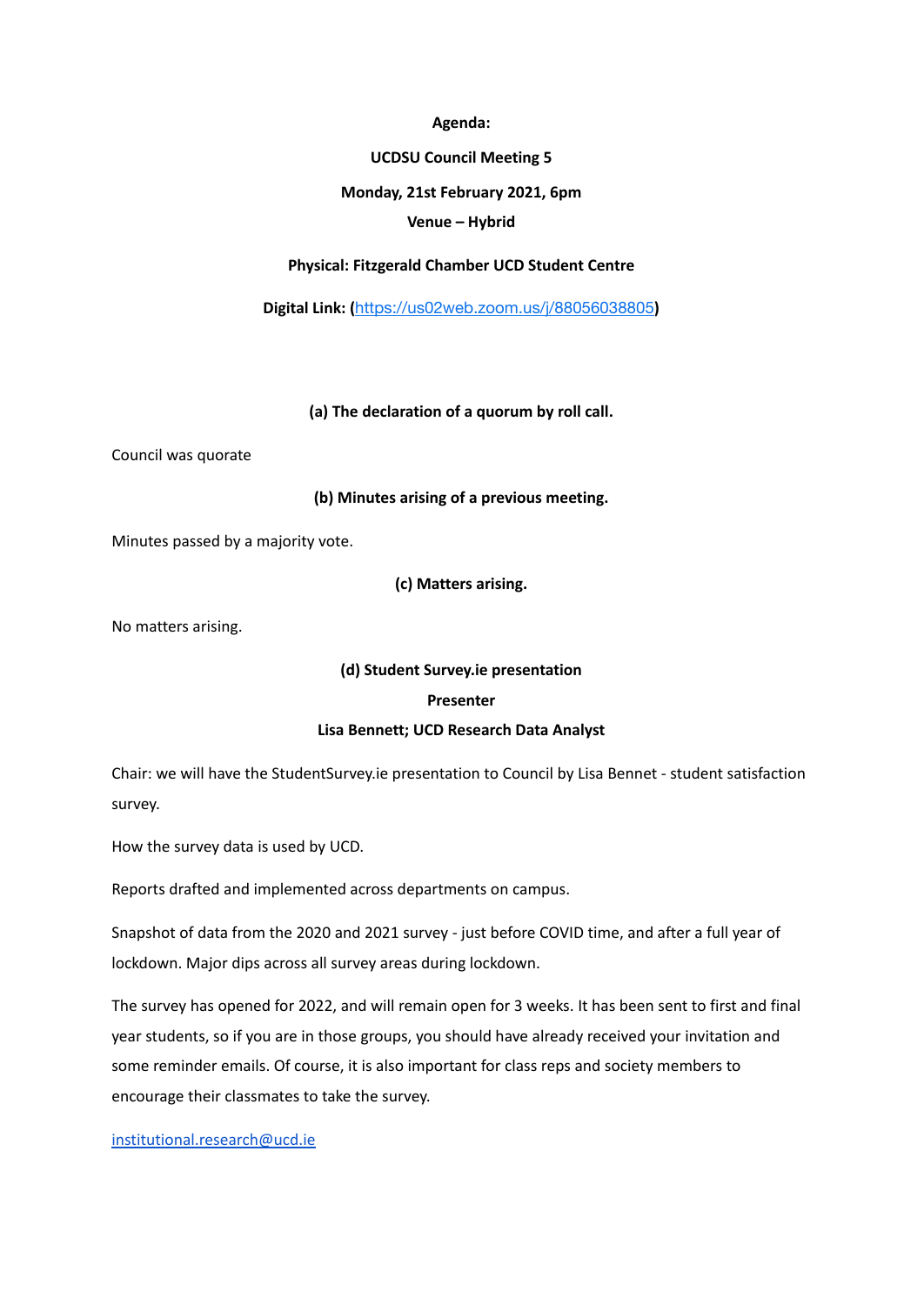**Agenda:**

**UCDSU Council Meeting 5**

**Monday, 21st February 2021, 6pm**

**Venue – Hybrid**

**Physical: Fitzgerald Chamber UCD Student Centre**

**Digital Link: (**[https://us02web.zoom.us/j/88056038805](https://us02web.zoom.us/j/88056038805)**)**

### (a) The declaration of a quorum by roll call.

Council was quorate

### (b) Minutes arising of a previous meeting.

Minutes passed by a majority vote.

### (c) Matters arising.

No matters arising.

### (d) Student Survey.ie presentation

**Presenter**

**Lisa Bennett; UCD Research Data Analyst**

Chair: we will have the StudentSurvey.ie presentation to Council by Lisa Bennet - student satisfaction survey.

How the survey data is used by UCD.

Reports drafted and implemented across departments on campus.

Snapshot of data from the 2020 and 2021 survey - just before COVID time, and after a full year of lockdown. Major dips across all survey areas during lockdown.

The survey has opened for 2022, and will remain open for 3 weeks. It has been sent to first and final year students, so if you are in those groups, you should have already received your invitation and some reminder emails. Of course, it is also important for class reps and society members to encourage their classmates to take the survey.

[institutional.research@ucd.ie](mailto:institutional.research@ucd.ie)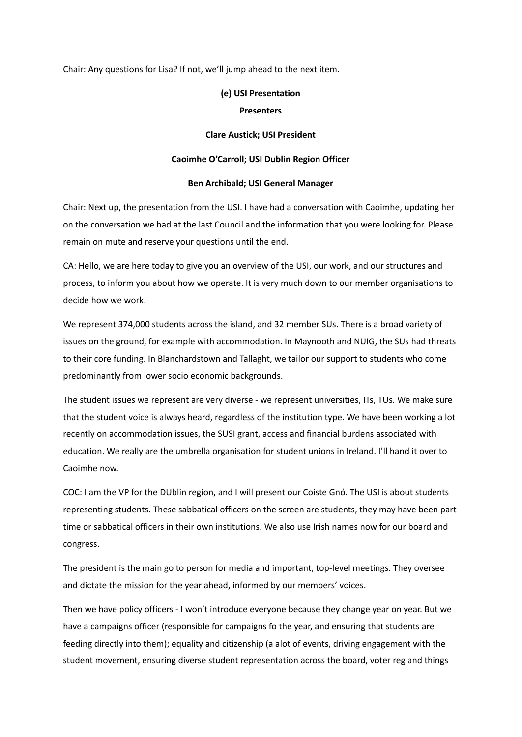Chair: Any questions for Lisa? If not, we'll jump ahead to the next item.

**(e) USI Presentation**

**Presenters**

**Clare Austick; USI President**

**Caoimhe O'Carroll; USI Dublin Region Officer**

**Ben Archibald; USI General Manager**

Chair: Next up, the presentation from the USI. I have had a conversation with Caoimhe, updating her on the conversation we had at the last Council and the information that you were looking for. Please remain on mute and reserve your questions until the end.

CA: Hello, we are here today to give you an overview of the USI, our work, and our structures and process, to inform you about how we operate. It is very much down to our member organisations to decide how we work.

We represent 374,000 students across the island, and 32 member SUs. There is a broad variety of issues on the ground, for example with accommodation. In Maynooth and NUIG, the SUs had threats to their core funding. In Blanchardstown and Tallaght, we tailor our support to students who come predominantly from lower socio economic backgrounds.

The student issues we represent are very diverse - we represent universities, ITs, TUs. We make sure that the student voice is always heard, regardless of the institution type. We have been working a lot recently on accommodation issues, the SUSI grant, access and financial burdens associated with education. We really are the umbrella organisation for student unions in Ireland. I'll hand it over to Caoimhe now.

COC: I am the VP for the DUblin region, and I will present our Coiste Gnó. The USI is about students representing students. These sabbatical officers on the screen are students, they may have been part time or sabbatical officers in their own institutions. We also use Irish names now for our board and congress.

The president is the main go to person for media and important, top-level meetings. They oversee and dictate the mission for the year ahead, informed by our members' voices.

Then we have policy officers - I won't introduce everyone because they change year on year. But we have a campaigns officer (responsible for campaigns fo the year, and ensuring that students are feeding directly into them); equality and citizenship (a alot of events, driving engagement with the student movement, ensuring diverse student representation across the board, voter reg and things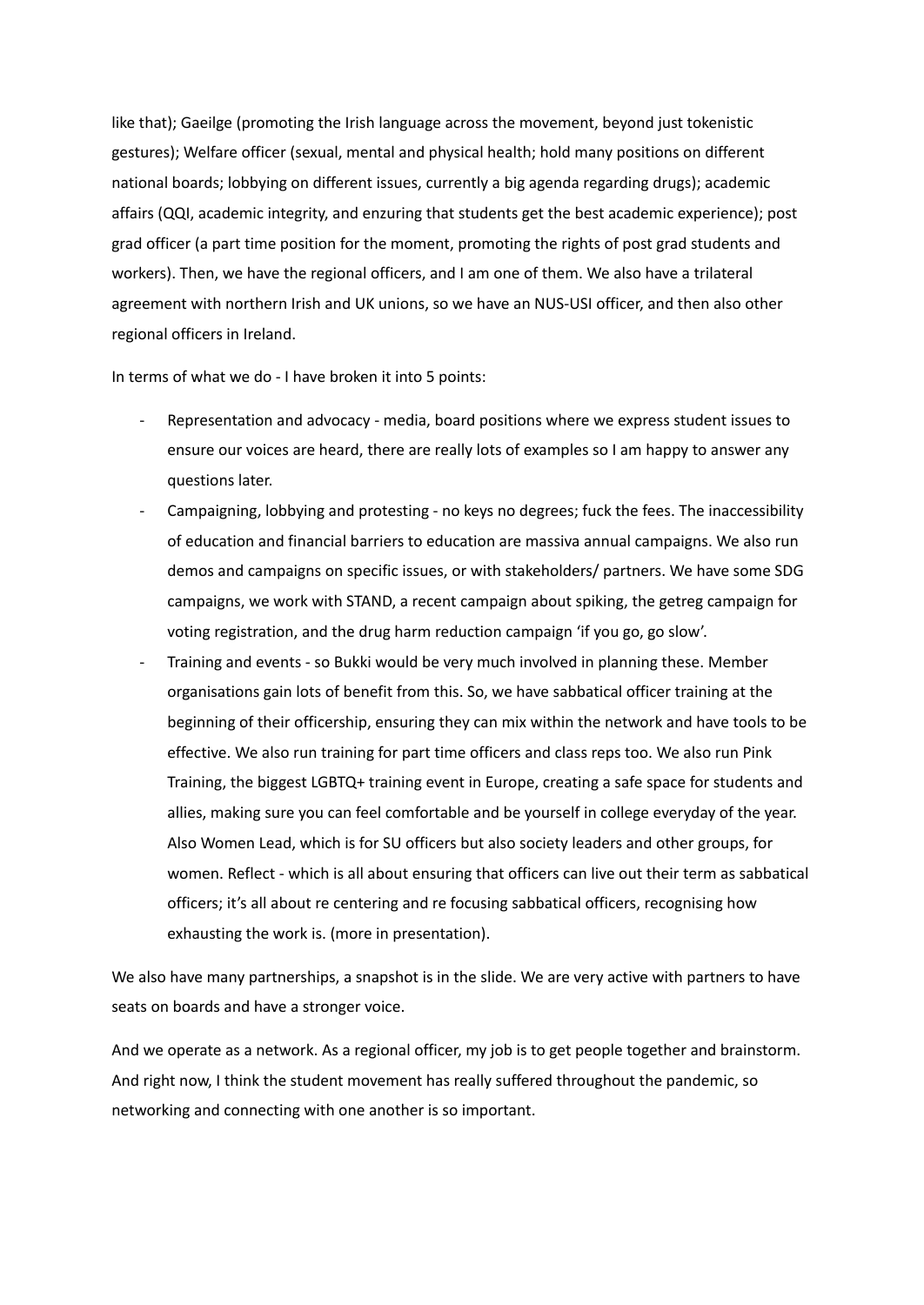like that); Gaeilge (promoting the Irish language across the movement, beyond just tokenistic gestures); Welfare officer (sexual, mental and physical health; hold many positions on different national boards; lobbying on different issues, currently a big agenda regarding drugs); academic affairs (QQI, academic integrity, and enzuring that students get the best academic experience); post grad officer (a part time position for the moment, promoting the rights of post grad students and workers). Then, we have the regional officers, and I am one of them. We also have a trilateral agreement with northern Irish and UK unions, so we have an NUS-USI officer, and then also other regional officers in Ireland.

In terms of what we do - I have broken it into 5 points:

- Representation and advocacy - media, board positions where we express student issues to ensure our voices are heard, there are really lots of examples so I am happy to answer any questions later.
- Campaigning, lobbying and protesting - no keys no degrees; fuck the fees. The inaccessibility of education and financial barriers to education are massiva annual campaigns. We also run demos and campaigns on specific issues, or with stakeholders/ partners. We have some SDG campaigns, we work with STAND, a recent campaign about spiking, the getreg campaign for voting registration, and the drug harm reduction campaign 'if you go, go slow'.
- Training and events - so Bukki would be very much involved in planning these. Member organisations gain lots of benefit from this. So, we have sabbatical officer training at the beginning of their officership, ensuring they can mix within the network and have tools to be effective. We also run training for part time officers and class reps too. We also run Pink Training, the biggest LGBTQ+ training event in Europe, creating a safe space for students and allies, making sure you can feel comfortable and be yourself in college everyday of the year. Also Women Lead, which is for SU officers but also society leaders and other groups, for women. Reflect - which is all about ensuring that officers can live out their term as sabbatical officers; it's all about re centering and re focusing sabbatical officers, recognising how exhausting the work is. (more in presentation).

We also have many partnerships, a snapshot is in the slide. We are very active with partners to have seats on boards and have a stronger voice.

And we operate as a network. As a regional officer, my job is to get people together and brainstorm. And right now, I think the student movement has really suffered throughout the pandemic, so networking and connecting with one another is so important.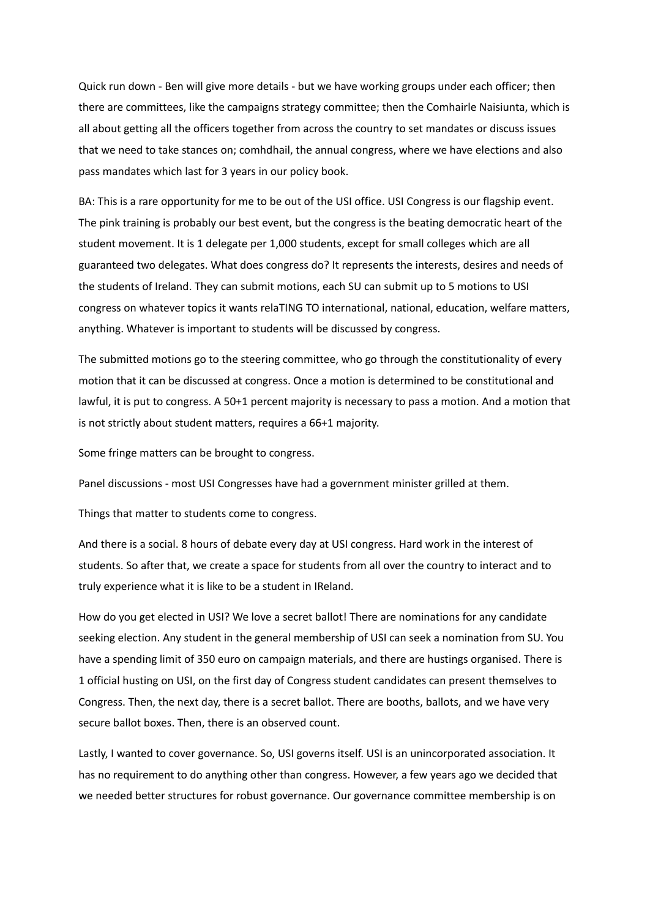Quick run down - Ben will give more details - but we have working groups under each officer; then there are committees, like the campaigns strategy committee; then the Comhairle Naisiunta, which is all about getting all the officers together from across the country to set mandates or discuss issues that we need to take stances on; comhdhail, the annual congress, where we have elections and also pass mandates which last for 3 years in our policy book.

BA: This is a rare opportunity for me to be out of the USI office. USI Congress is our flagship event. The pink training is probably our best event, but the congress is the beating democratic heart of the student movement. It is 1 delegate per 1,000 students, except for small colleges which are all guaranteed two delegates. What does congress do? It represents the interests, desires and needs of the students of Ireland. They can submit motions, each SU can submit up to 5 motions to USI congress on whatever topics it wants relaTING TO international, national, education, welfare matters, anything. Whatever is important to students will be discussed by congress.

The submitted motions go to the steering committee, who go through the constitutionality of every motion that it can be discussed at congress. Once a motion is determined to be constitutional and lawful, it is put to congress. A 50+1 percent majority is necessary to pass a motion. And a motion that is not strictly about student matters, requires a 66+1 majority.

Some fringe matters can be brought to congress.

Panel discussions - most USI Congresses have had a government minister grilled at them.

Things that matter to students come to congress.

And there is a social. 8 hours of debate every day at USI congress. Hard work in the interest of students. So after that, we create a space for students from all over the country to interact and to truly experience what it is like to be a student in IReland.

How do you get elected in USI? We love a secret ballot! There are nominations for any candidate seeking election. Any student in the general membership of USI can seek a nomination from SU. You have a spending limit of 350 euro on campaign materials, and there are hustings organised. There is 1 official husting on USI, on the first day of Congress student candidates can present themselves to Congress. Then, the next day, there is a secret ballot. There are booths, ballots, and we have very secure ballot boxes. Then, there is an observed count.

Lastly, I wanted to cover governance. So, USI governs itself. USI is an unincorporated association. It has no requirement to do anything other than congress. However, a few years ago we decided that we needed better structures for robust governance. Our governance committee membership is on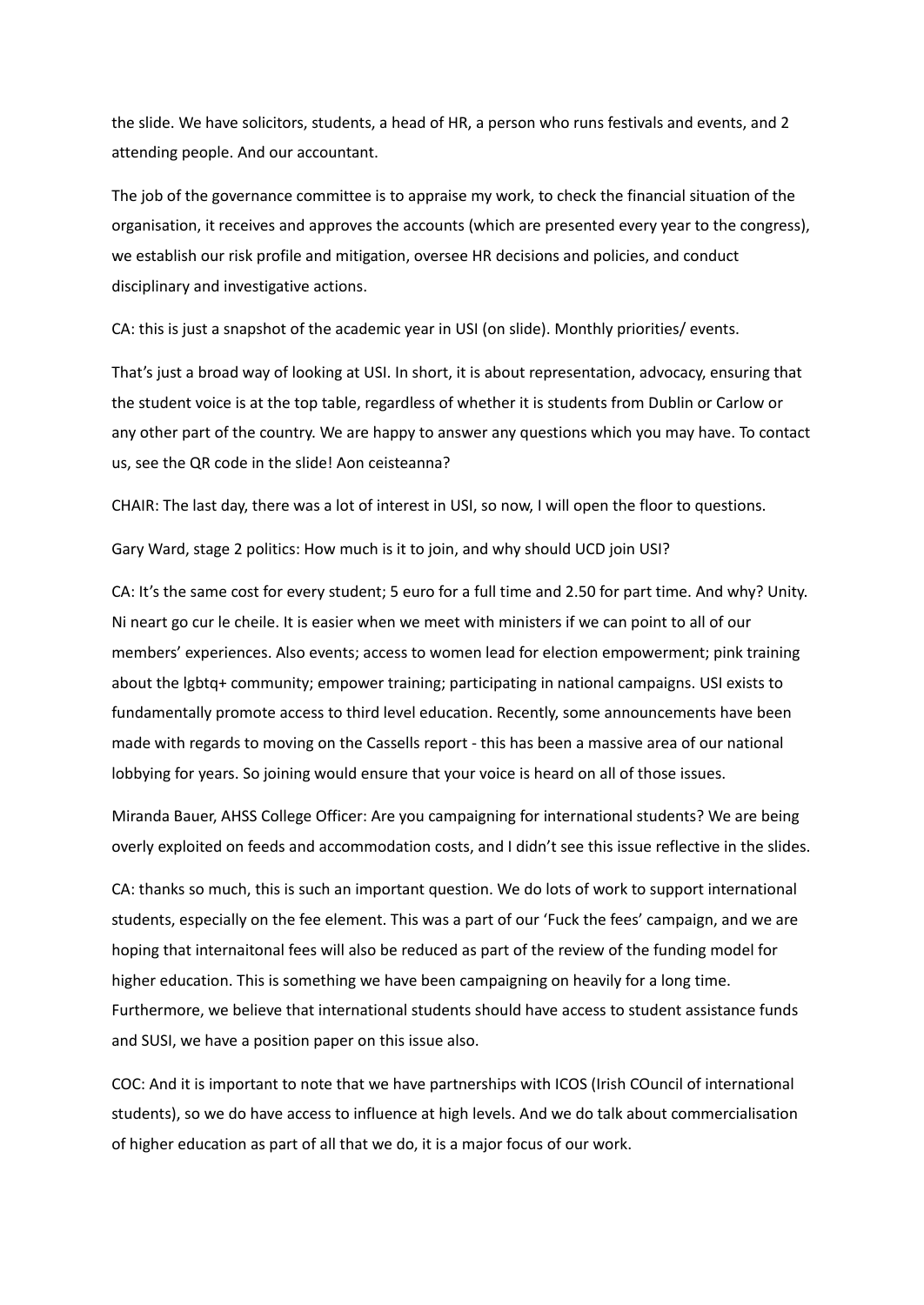the slide. We have solicitors, students, a head of HR, a person who runs festivals and events, and 2 attending people. And our accountant.

The job of the governance committee is to appraise my work, to check the financial situation of the organisation, it receives and approves the accounts (which are presented every year to the congress), we establish our risk profile and mitigation, oversee HR decisions and policies, and conduct disciplinary and investigative actions.

CA: this is just a snapshot of the academic year in USI (on slide). Monthly priorities/ events.

That's just a broad way of looking at USI. In short, it is about representation, advocacy, ensuring that the student voice is at the top table, regardless of whether it is students from Dublin or Carlow or any other part of the country. We are happy to answer any questions which you may have. To contact us, see the QR code in the slide! Aon ceisteanna?

CHAIR: The last day, there was a lot of interest in USI, so now, I will open the floor to questions.

Gary Ward, stage 2 politics: How much is it to join, and why should UCD join USI?

CA: It's the same cost for every student; 5 euro for a full time and 2.50 for part time. And why? Unity. Ni neart go cur le cheile. It is easier when we meet with ministers if we can point to all of our members' experiences. Also events; access to women lead for election empowerment; pink training about the lgbtq+ community; empower training; participating in national campaigns. USI exists to fundamentally promote access to third level education. Recently, some announcements have been made with regards to moving on the Cassells report - this has been a massive area of our national lobbying for years. So joining would ensure that your voice is heard on all of those issues.

Miranda Bauer, AHSS College Officer: Are you campaigning for international students? We are being overly exploited on feeds and accommodation costs, and I didn't see this issue reflective in the slides.

CA: thanks so much, this is such an important question. We do lots of work to support international students, especially on the fee element. This was a part of our 'Fuck the fees' campaign, and we are hoping that internaitonal fees will also be reduced as part of the review of the funding model for higher education. This is something we have been campaigning on heavily for a long time. Furthermore, we believe that international students should have access to student assistance funds and SUSI, we have a position paper on this issue also.

COC: And it is important to note that we have partnerships with ICOS (Irish COuncil of international students), so we do have access to influence at high levels. And we do talk about commercialisation of higher education as part of all that we do, it is a major focus of our work.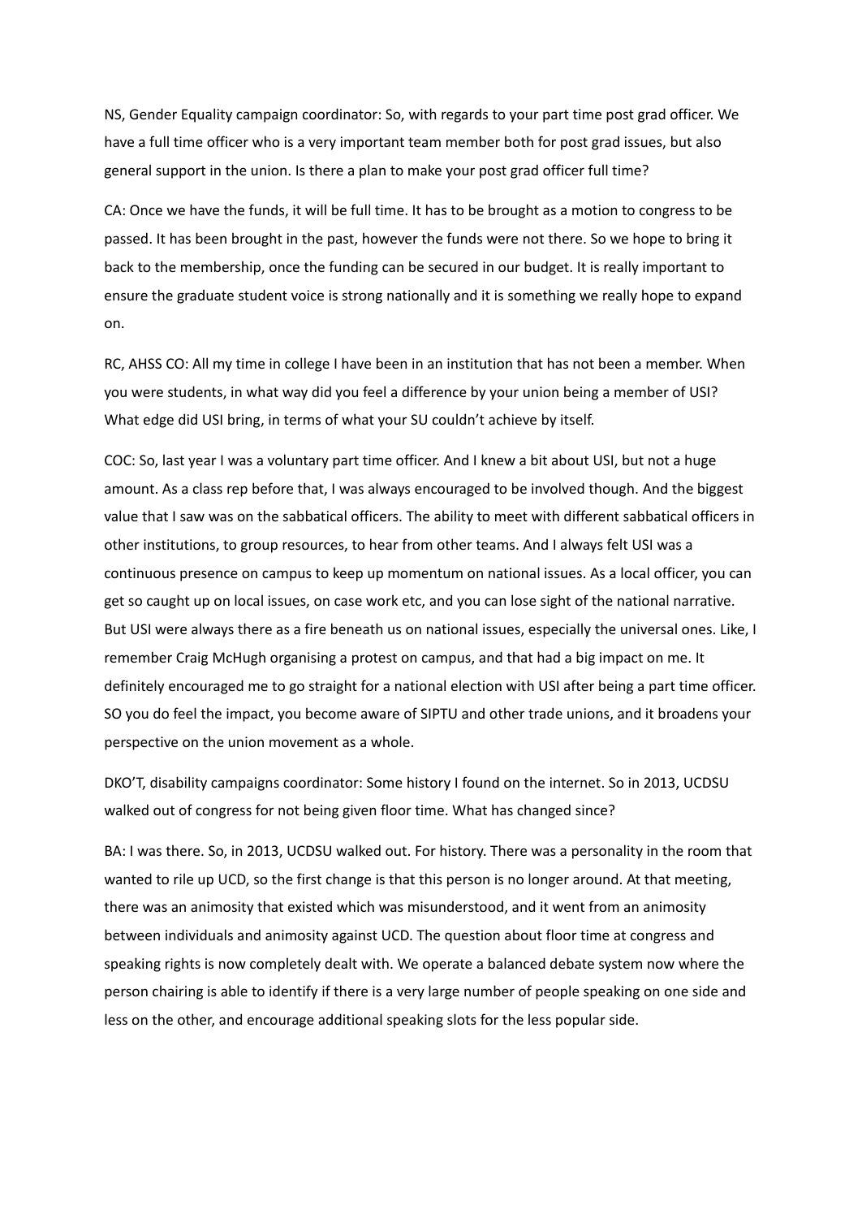NS, Gender Equality campaign coordinator: So, with regards to your part time post grad officer. We have a full time officer who is a very important team member both for post grad issues, but also general support in the union. Is there a plan to make your post grad officer full time?

CA: Once we have the funds, it will be full time. It has to be brought as a motion to congress to be passed. It has been brought in the past, however the funds were not there. So we hope to bring it back to the membership, once the funding can be secured in our budget. It is really important to ensure the graduate student voice is strong nationally and it is something we really hope to expand on.

RC, AHSS CO: All my time in college I have been in an institution that has not been a member. When you were students, in what way did you feel a difference by your union being a member of USI? What edge did USI bring, in terms of what your SU couldn't achieve by itself.

COC: So, last year I was a voluntary part time officer. And I knew a bit about USI, but not a huge amount. As a class rep before that, I was always encouraged to be involved though. And the biggest value that I saw was on the sabbatical officers. The ability to meet with different sabbatical officers in other institutions, to group resources, to hear from other teams. And I always felt USI was a continuous presence on campus to keep up momentum on national issues. As a local officer, you can get so caught up on local issues, on case work etc, and you can lose sight of the national narrative. But USI were always there as a fire beneath us on national issues, especially the universal ones. Like, I remember Craig McHugh organising a protest on campus, and that had a big impact on me. It definitely encouraged me to go straight for a national election with USI after being a part time officer. SO you do feel the impact, you become aware of SIPTU and other trade unions, and it broadens your perspective on the union movement as a whole.

DKO'T, disability campaigns coordinator: Some history I found on the internet. So in 2013, UCDSU walked out of congress for not being given floor time. What has changed since?

BA: I was there. So, in 2013, UCDSU walked out. For history. There was a personality in the room that wanted to rile up UCD, so the first change is that this person is no longer around. At that meeting, there was an animosity that existed which was misunderstood, and it went from an animosity between individuals and animosity against UCD. The question about floor time at congress and speaking rights is now completely dealt with. We operate a balanced debate system now where the person chairing is able to identify if there is a very large number of people speaking on one side and less on the other, and encourage additional speaking slots for the less popular side.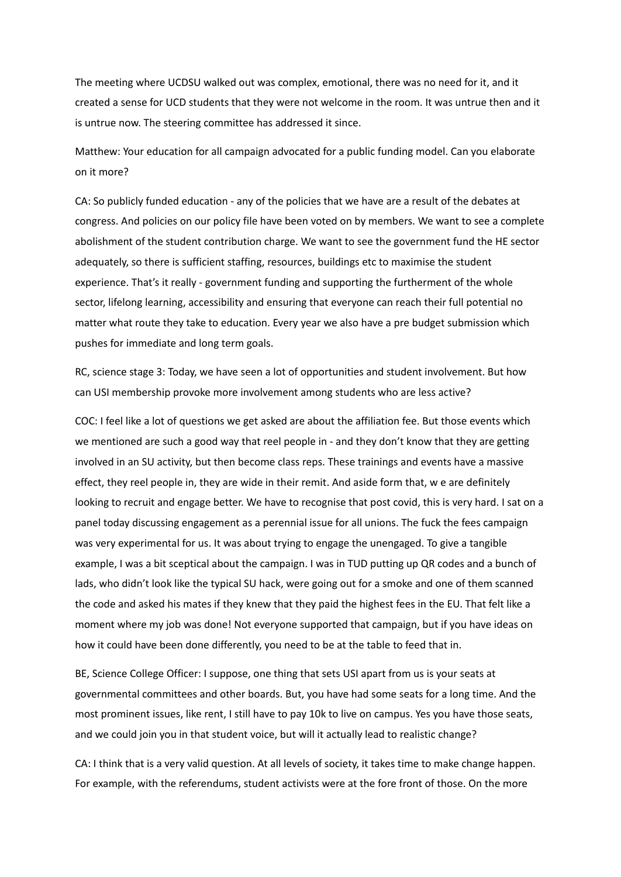The meeting where UCDSU walked out was complex, emotional, there was no need for it, and it created a sense for UCD students that they were not welcome in the room. It was untrue then and it is untrue now. The steering committee has addressed it since.

Matthew: Your education for all campaign advocated for a public funding model. Can you elaborate on it more?

CA: So publicly funded education - any of the policies that we have are a result of the debates at congress. And policies on our policy file have been voted on by members. We want to see a complete abolishment of the student contribution charge. We want to see the government fund the HE sector adequately, so there is sufficient staffing, resources, buildings etc to maximise the student experience. That's it really - government funding and supporting the furtherment of the whole sector, lifelong learning, accessibility and ensuring that everyone can reach their full potential no matter what route they take to education. Every year we also have a pre budget submission which pushes for immediate and long term goals.

RC, science stage 3: Today, we have seen a lot of opportunities and student involvement. But how can USI membership provoke more involvement among students who are less active?

COC: I feel like a lot of questions we get asked are about the affiliation fee. But those events which we mentioned are such a good way that reel people in - and they don't know that they are getting involved in an SU activity, but then become class reps. These trainings and events have a massive effect, they reel people in, they are wide in their remit. And aside form that, w e are definitely looking to recruit and engage better. We have to recognise that post covid, this is very hard. I sat on a panel today discussing engagement as a perennial issue for all unions. The fuck the fees campaign was very experimental for us. It was about trying to engage the unengaged. To give a tangible example, I was a bit sceptical about the campaign. I was in TUD putting up QR codes and a bunch of lads, who didn't look like the typical SU hack, were going out for a smoke and one of them scanned the code and asked his mates if they knew that they paid the highest fees in the EU. That felt like a moment where my job was done! Not everyone supported that campaign, but if you have ideas on how it could have been done differently, you need to be at the table to feed that in.

BE, Science College Officer: I suppose, one thing that sets USI apart from us is your seats at governmental committees and other boards. But, you have had some seats for a long time. And the most prominent issues, like rent, I still have to pay 10k to live on campus. Yes you have those seats, and we could join you in that student voice, but will it actually lead to realistic change?

CA: I think that is a very valid question. At all levels of society, it takes time to make change happen. For example, with the referendums, student activists were at the fore front of those. On the more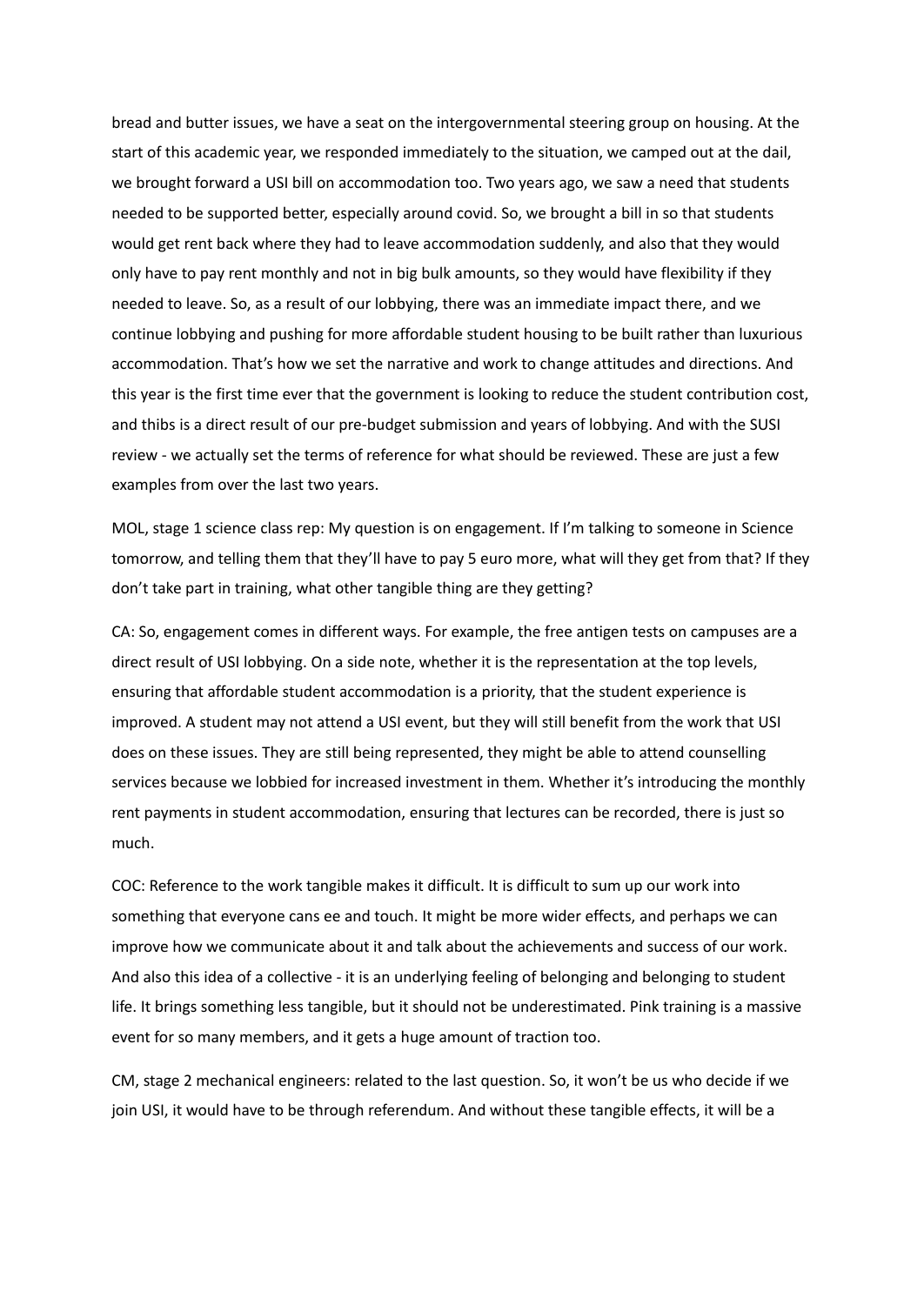bread and butter issues, we have a seat on the intergovernmental steering group on housing. At the start of this academic year, we responded immediately to the situation, we camped out at the dail, we brought forward a USI bill on accommodation too. Two years ago, we saw a need that students needed to be supported better, especially around covid. So, we brought a bill in so that students would get rent back where they had to leave accommodation suddenly, and also that they would only have to pay rent monthly and not in big bulk amounts, so they would have flexibility if they needed to leave. So, as a result of our lobbying, there was an immediate impact there, and we continue lobbying and pushing for more affordable student housing to be built rather than luxurious accommodation. That's how we set the narrative and work to change attitudes and directions. And this year is the first time ever that the government is looking to reduce the student contribution cost, and thibs is a direct result of our pre-budget submission and years of lobbying. And with the SUSI review - we actually set the terms of reference for what should be reviewed. These are just a few examples from over the last two years.

MOL, stage 1 science class rep: My question is on engagement. If I'm talking to someone in Science tomorrow, and telling them that they'll have to pay 5 euro more, what will they get from that? If they don't take part in training, what other tangible thing are they getting?

CA: So, engagement comes in different ways. For example, the free antigen tests on campuses are a direct result of USI lobbying. On a side note, whether it is the representation at the top levels, ensuring that affordable student accommodation is a priority, that the student experience is improved. A student may not attend a USI event, but they will still benefit from the work that USI does on these issues. They are still being represented, they might be able to attend counselling services because we lobbied for increased investment in them. Whether it's introducing the monthly rent payments in student accommodation, ensuring that lectures can be recorded, there is just so much.

COC: Reference to the work tangible makes it difficult. It is difficult to sum up our work into something that everyone cans ee and touch. It might be more wider effects, and perhaps we can improve how we communicate about it and talk about the achievements and success of our work. And also this idea of a collective - it is an underlying feeling of belonging and belonging to student life. It brings something less tangible, but it should not be underestimated. Pink training is a massive event for so many members, and it gets a huge amount of traction too.

CM, stage 2 mechanical engineers: related to the last question. So, it won't be us who decide if we join USI, it would have to be through referendum. And without these tangible effects, it will be a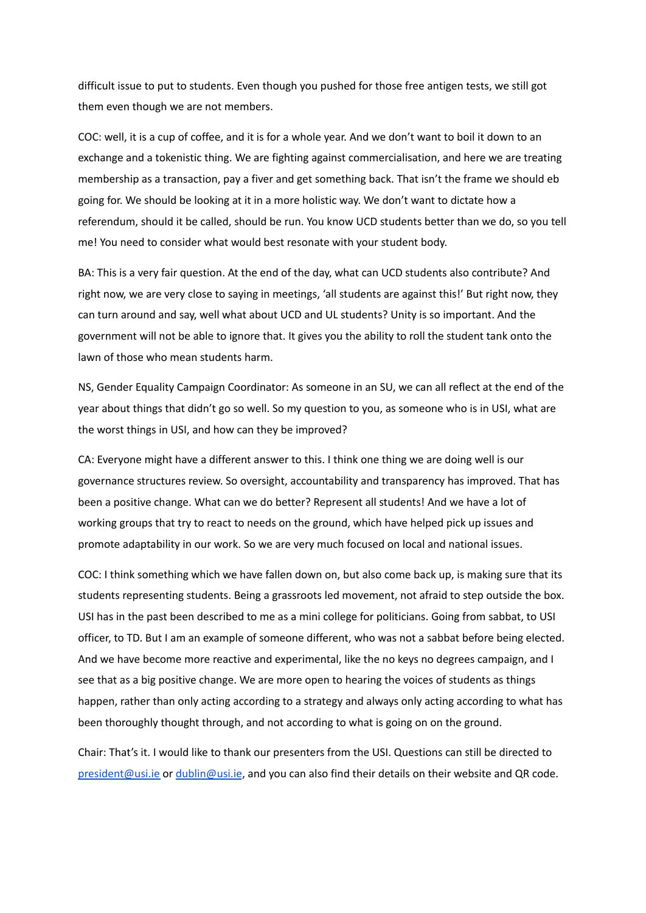difficult issue to put to students. Even though you pushed for those free antigen tests, we still got them even though we are not members.

COC: well, it is a cup of coffee, and it is for a whole year. And we don't want to boil it down to an exchange and a tokenistic thing. We are fighting against commercialisation, and here we are treating membership as a transaction, pay a fiver and get something back. That isn't the frame we should eb going for. We should be looking at it in a more holistic way. We don't want to dictate how a referendum, should it be called, should be run. You know UCD students better than we do, so you tell me! You need to consider what would best resonate with your student body.

BA: This is a very fair question. At the end of the day, what can UCD students also contribute? And right now, we are very close to saying in meetings, 'all students are against this!' But right now, they can turn around and say, well what about UCD and UL students? Unity is so important. And the government will not be able to ignore that. It gives you the ability to roll the student tank onto the lawn of those who mean students harm.

NS, Gender Equality Campaign Coordinator: As someone in an SU, we can all reflect at the end of the year about things that didn't go so well. So my question to you, as someone who is in USI, what are the worst things in USI, and how can they be improved?

CA: Everyone might have a different answer to this. I think one thing we are doing well is our governance structures review. So oversight, accountability and transparency has improved. That has been a positive change. What can we do better? Represent all students! And we have a lot of working groups that try to react to needs on the ground, which have helped pick up issues and promote adaptability in our work. So we are very much focused on local and national issues.

COC: I think something which we have fallen down on, but also come back up, is making sure that its students representing students. Being a grassroots led movement, not afraid to step outside the box. USI has in the past been described to me as a mini college for politicians. Going from sabbat, to USI officer, to TD. But I am an example of someone different, who was not a sabbat before being elected. And we have become more reactive and experimental, like the no keys no degrees campaign, and I see that as a big positive change. We are more open to hearing the voices of students as things happen, rather than only acting according to a strategy and always only acting according to what has been thoroughly thought through, and not according to what is going on on the ground.

Chair: That's it. I would like to thank our presenters from the USI. Questions can still be directed to [president@usi.ie](mailto:president@usi.ie) or [dublin@usi.ie](mailto:dublin@usi.ie), and you can also find their details on their website and QR code.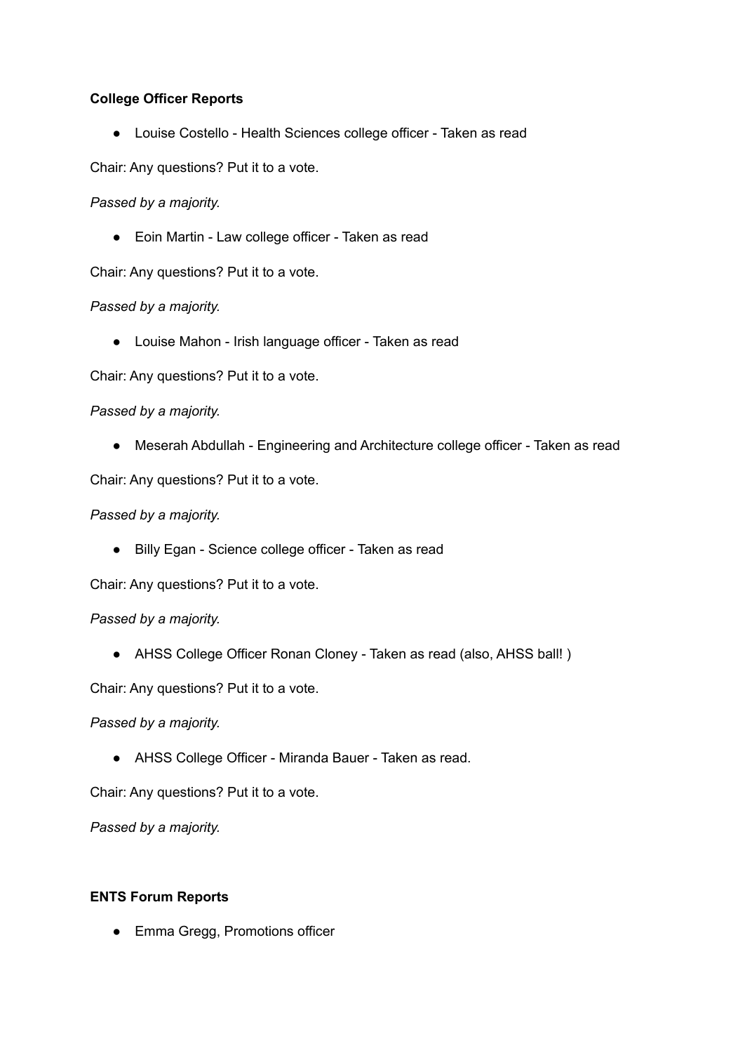**College Officer Reports**

- Louise Costello - Health Sciences college officer - Taken as read

Chair: Any questions? Put it to a vote.

*Passed by a majority.*

- Eoin Martin - Law college officer - Taken as read

Chair: Any questions? Put it to a vote.

*Passed by a majority.*

- Louise Mahon - Irish language officer - Taken as read

Chair: Any questions? Put it to a vote.

*Passed by a majority.*

- Meserah Abdullah - Engineering and Architecture college officer - Taken as read

Chair: Any questions? Put it to a vote.

*Passed by a majority.*

- Billy Egan - Science college officer - Taken as read

Chair: Any questions? Put it to a vote.

*Passed by a majority.*

- AHSS College Officer Ronan Cloney - Taken as read (also, AHSS ball! )

Chair: Any questions? Put it to a vote.

*Passed by a majority.*

- AHSS College Officer - Miranda Bauer - Taken as read.

Chair: Any questions? Put it to a vote.

*Passed by a majority.*

**ENTS Forum Reports**

- Emma Gregg, Promotions officer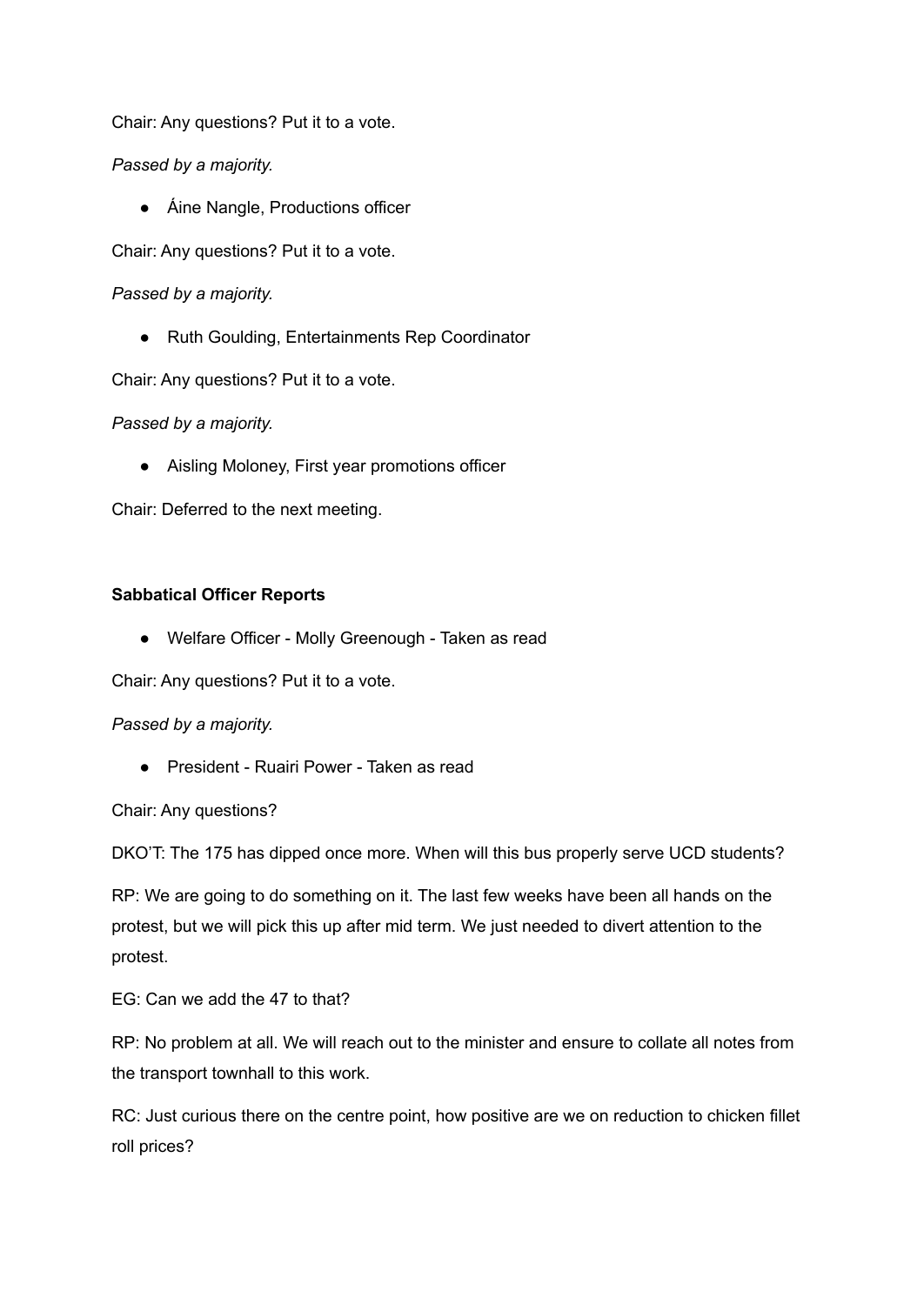Chair: Any questions? Put it to a vote.

*Passed by a majority.*

- Áine Nangle, Productions officer

Chair: Any questions? Put it to a vote.

*Passed by a majority.*

- Ruth Goulding, Entertainments Rep Coordinator

Chair: Any questions? Put it to a vote.

*Passed by a majority.*

- Aisling Moloney, First year promotions officer

Chair: Deferred to the next meeting.

**Sabbatical Officer Reports**

- Welfare Officer - Molly Greenough - Taken as read

Chair: Any questions? Put it to a vote.

*Passed by a majority.*

- President - Ruairi Power - Taken as read

Chair: Any questions?

DKO'T: The 175 has dipped once more. When will this bus properly serve UCD students?

RP: We are going to do something on it. The last few weeks have been all hands on the protest, but we will pick this up after mid term. We just needed to divert attention to the protest.

EG: Can we add the 47 to that?

RP: No problem at all. We will reach out to the minister and ensure to collate all notes from the transport townhall to this work.

RC: Just curious there on the centre point, how positive are we on reduction to chicken fillet roll prices?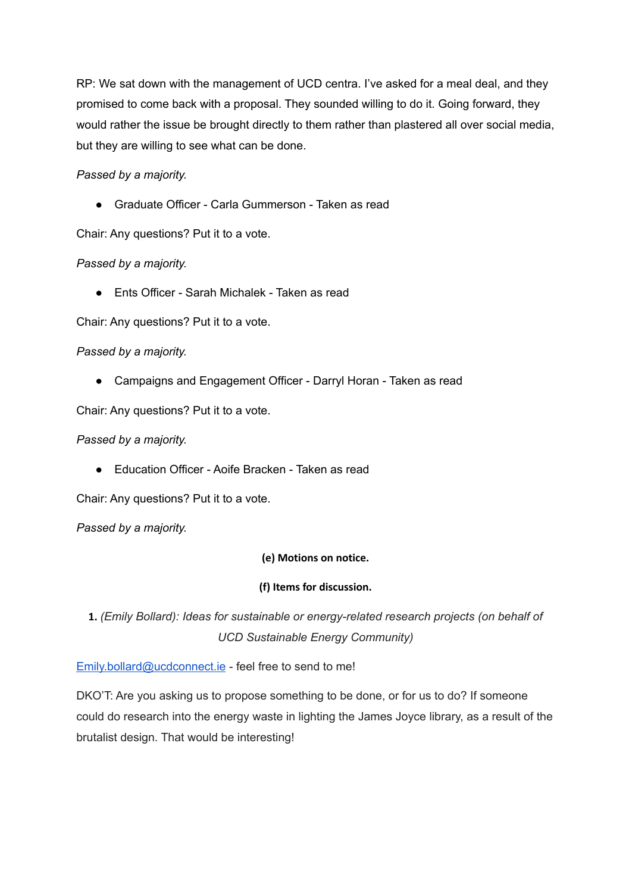RP: We sat down with the management of UCD centra. I've asked for a meal deal, and they promised to come back with a proposal. They sounded willing to do it. Going forward, they would rather the issue be brought directly to them rather than plastered all over social media, but they are willing to see what can be done.

*Passed by a majority.*

- Graduate Officer - Carla Gummerson - Taken as read

Chair: Any questions? Put it to a vote.

*Passed by a majority.*

- Ents Officer - Sarah Michalek - Taken as read

Chair: Any questions? Put it to a vote.

*Passed by a majority.*

- Campaigns and Engagement Officer - Darryl Horan - Taken as read

Chair: Any questions? Put it to a vote.

*Passed by a majority.*

- Education Officer - Aoife Bracken - Taken as read

Chair: Any questions? Put it to a vote.

*Passed by a majority.*

**(e) Motions on notice.**

**(f) Items for discussion.**

**1.** *(Emily Bollard): Ideas for sustainable or energy-related research projects (on behalf of UCD Sustainable Energy Community)*

Emily.bollard@ucdconnect.ie - feel free to send to me!

DKO'T: Are you asking us to propose something to be done, or for us to do? If someone could do research into the energy waste in lighting the James Joyce library, as a result of the brutalist design. That would be interesting!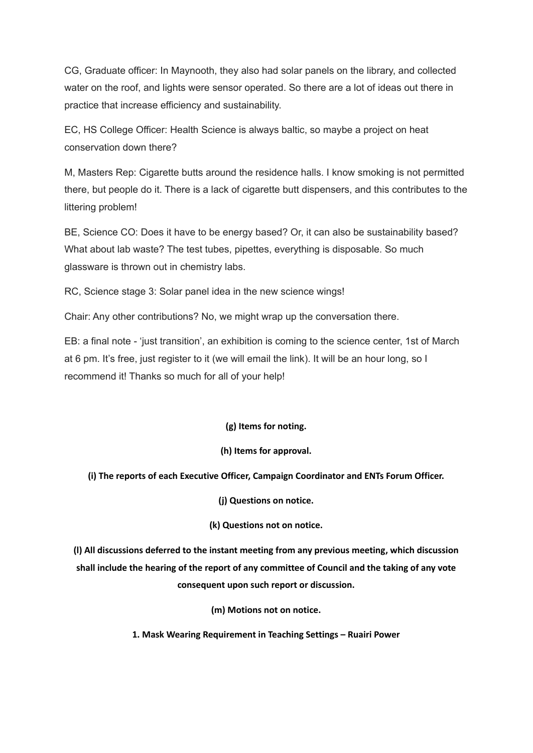CG, Graduate officer: In Maynooth, they also had solar panels on the library, and collected water on the roof, and lights were sensor operated. So there are a lot of ideas out there in practice that increase efficiency and sustainability.

EC, HS College Officer: Health Science is always baltic, so maybe a project on heat conservation down there?

M, Masters Rep: Cigarette butts around the residence halls. I know smoking is not permitted there, but people do it. There is a lack of cigarette butt dispensers, and this contributes to the littering problem!

BE, Science CO: Does it have to be energy based? Or, it can also be sustainability based? What about lab waste? The test tubes, pipettes, everything is disposable. So much glassware is thrown out in chemistry labs.

RC, Science stage 3: Solar panel idea in the new science wings!

Chair: Any other contributions? No, we might wrap up the conversation there.

EB: a final note - 'just transition', an exhibition is coming to the science center, 1st of March at 6 pm. It's free, just register to it (we will email the link). It will be an hour long, so I recommend it! Thanks so much for all of your help!

**(g) Items for noting.**

**(h) Items for approval.**

**(i) The reports of each Executive Officer, Campaign Coordinator and ENTs Forum Officer.**

**(j) Questions on notice.**

**(k) Questions not on notice.**

**(l) All discussions deferred to the instant meeting from any previous meeting, which discussion shall include the hearing of the report of any committee of Council and the taking of any vote consequent upon such report or discussion.**

**(m) Motions not on notice.**

**1. Mask Wearing Requirement in Teaching Settings – Ruairi Power**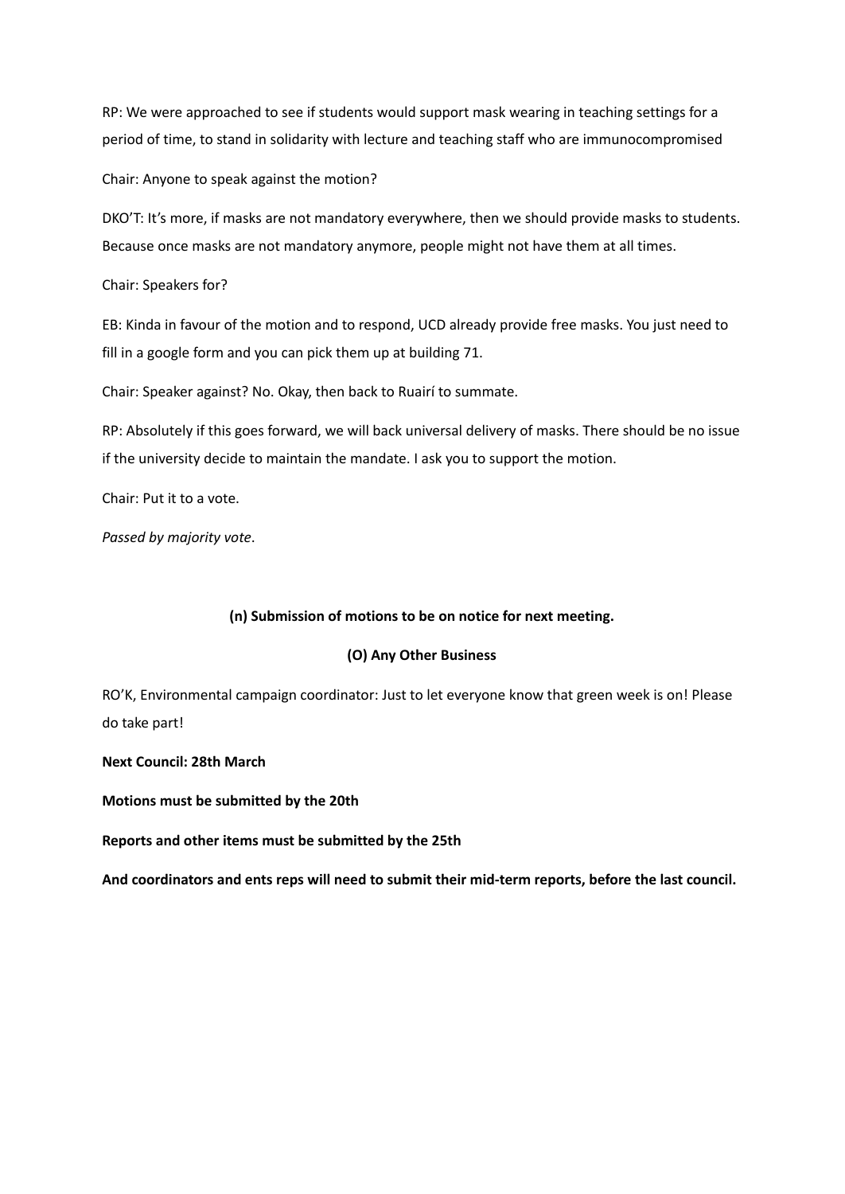RP: We were approached to see if students would support mask wearing in teaching settings for a period of time, to stand in solidarity with lecture and teaching staff who are immunocompromised

Chair: Anyone to speak against the motion?

DKO'T: It's more, if masks are not mandatory everywhere, then we should provide masks to students. Because once masks are not mandatory anymore, people might not have them at all times.

Chair: Speakers for?

EB: Kinda in favour of the motion and to respond, UCD already provide free masks. You just need to fill in a google form and you can pick them up at building 71.

Chair: Speaker against? No. Okay, then back to Ruairí to summate.

RP: Absolutely if this goes forward, we will back universal delivery of masks. There should be no issue if the university decide to maintain the mandate. I ask you to support the motion.

Chair: Put it to a vote.

*Passed by majority vote*.

**(n) Submission of motions to be on notice for next meeting.**

**(O) Any Other Business**

RO'K, Environmental campaign coordinator: Just to let everyone know that green week is on! Please do take part!

**Next Council: 28th March**

**Motions must be submitted by the 20th**

**Reports and other items must be submitted by the 25th**

**And coordinators and ents reps will need to submit their mid-term reports, before the last council.**